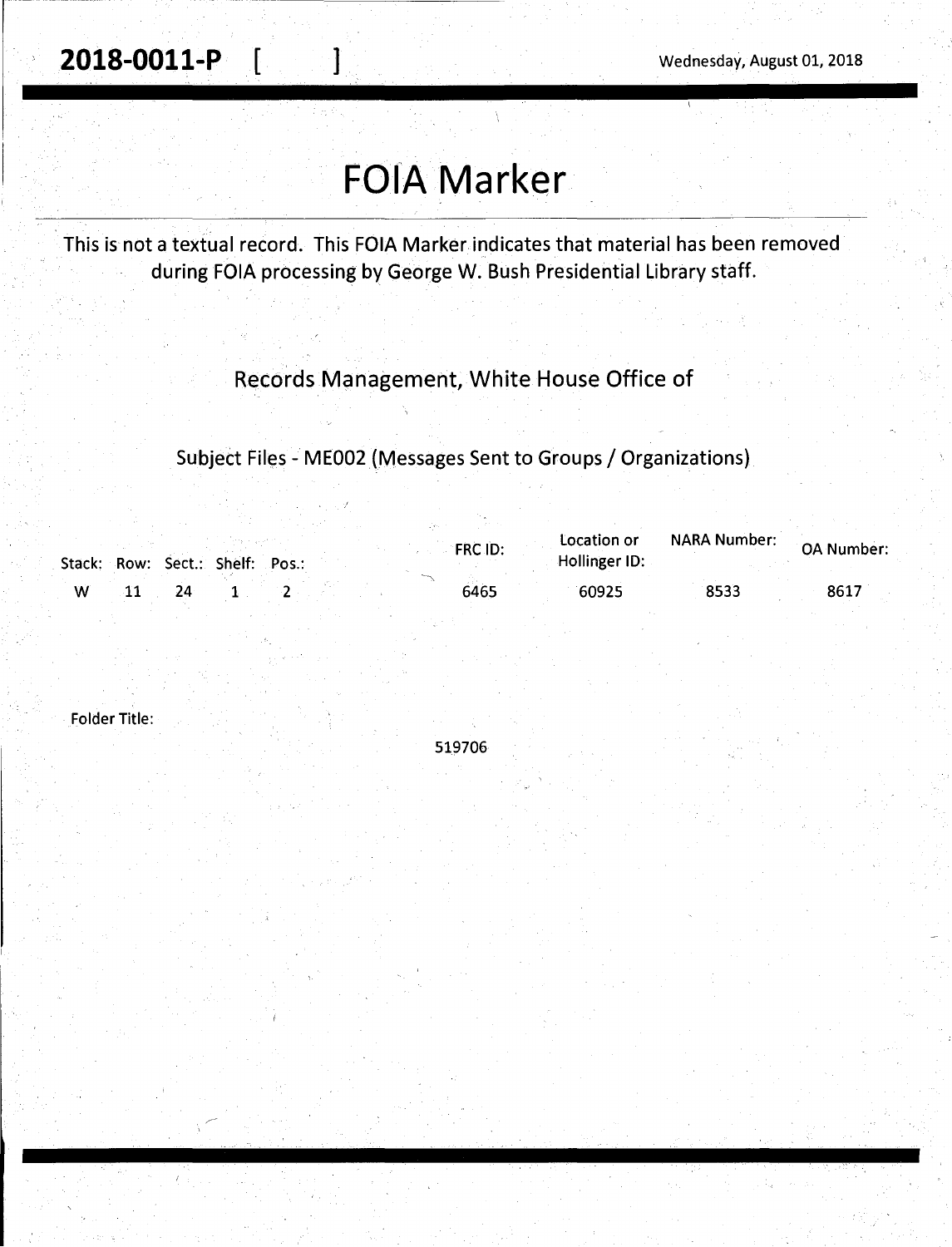**2018-0011-P** [ ]

Wednesday, August 01, 2018

# FOIA Marker

This is not a textual record. This FOIA Marker indicates that material has been removed during FOIA processing by George W. Bush Presidential Library staff.

Records Management, White House Office of

Subject Files - ME002 (Messages Sent to Groups / Organizations)

| Stack: | Row: | Sect.: | Shelf: | Pos.: | FRC ID: | Location or Hollinger ID: | NARA Number: | OA Number: |
|---|---|---|---|---|---|---|---|---|
| W | 11 | 24 | 1 | 2 | 6465 | 60925 | 8533 | 8617 |

Folder Title:

519706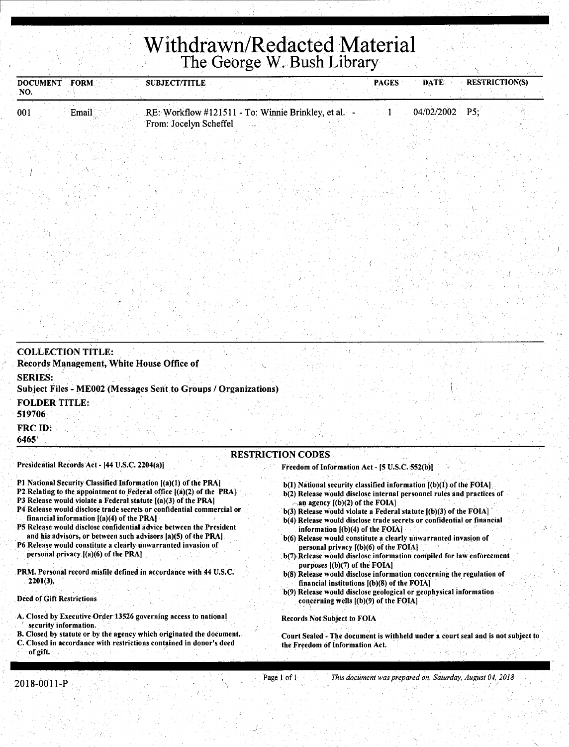# Withdrawn/Redacted Material

## The George W. Bush Library

| DOCUMENT NO. | FORM | SUBJECT/TITLE | PAGES | DATE | RESTRICTION(S) |
|---|---|---|---|---|---|
| 001 | Email | RE: Workflow #121511 - To: Winnie Brinkley, et al. - From: Jocelyn Scheffel | 1 | 04/02/2002 | P5; |

**COLLECTION TITLE:**
**Records Management, White House Office of**

**SERIES:**
**Subject Files - ME002 (Messages Sent to Groups / Organizations)**

**FOLDER TITLE:**
**519706**

**FRC ID:**
**6465**

### RESTRICTION CODES

**Presidential Records Act - [44 U.S.C. 2204(a)]**

- P1 National Security Classified Information [(a)(1) of the PRA]
- P2 Relating to the appointment to Federal office [(a)(2) of the PRA]
- P3 Release would violate a Federal statute [(a)(3) of the PRA]
- P4 Release would disclose trade secrets or confidential commercial or financial information [(a)(4) of the PRA]
- P5 Release would disclose confidential advice between the President and his advisors, or between such advisors [a)(5) of the PRA]
- P6 Release would constitute a clearly unwarranted invasion of personal privacy [(a)(6) of the PRA]

PRM. Personal record misfile defined in accordance with 44 U.S.C. 2201(3).

**Deed of Gift Restrictions**

- A. Closed by Executive Order 13526 governing access to national security information.
- B. Closed by statute or by the agency which originated the document.
- C. Closed in accordance with restrictions contained in donor's deed of gift.

**Freedom of Information Act - [5 U.S.C. 552(b)]**

- b(1) National security classified information [(b)(1) of the FOIA]
- b(2) Release would disclose internal personnel rules and practices of an agency [(b)(2) of the FOIA]
- b(3) Release would violate a Federal statute [(b)(3) of the FOIA]
- b(4) Release would disclose trade secrets or confidential or financial information [(b)(4) of the FOIA]
- b(6) Release would constitute a clearly unwarranted invasion of personal privacy [(b)(6) of the FOIA]
- b(7) Release would disclose information compiled for law enforcement purposes [(b)(7) of the FOIA]
- b(8) Release would disclose information concerning the regulation of financial institutions [(b)(8) of the FOIA]
- b(9) Release would disclose geological or geophysical information concerning wells [(b)(9) of the FOIA]

**Records Not Subject to FOIA**

Court Sealed - The document is withheld under a court seal and is not subject to the Freedom of Information Act.

2018-0011-P

*This document was prepared on Saturday, August 04, 2018*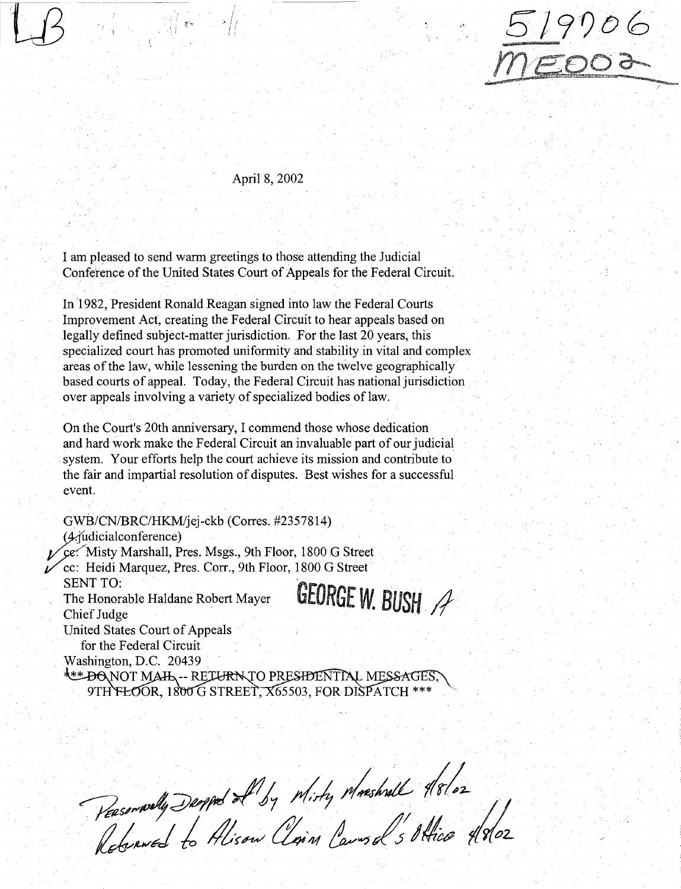LB

519706
ME002

April 8, 2002

I am pleased to send warm greetings to those attending the Judicial Conference of the United States Court of Appeals for the Federal Circuit.

In 1982, President Ronald Reagan signed into law the Federal Courts Improvement Act, creating the Federal Circuit to hear appeals based on legally defined subject-matter jurisdiction. For the last 20 years, this specialized court has promoted uniformity and stability in vital and complex areas of the law, while lessening the burden on the twelve geographically based courts of appeal. Today, the Federal Circuit has national jurisdiction over appeals involving a variety of specialized bodies of law.

On the Court's 20th anniversary, I commend those whose dedication and hard work make the Federal Circuit an invaluable part of our judicial system. Your efforts help the court achieve its mission and contribute to the fair and impartial resolution of disputes. Best wishes for a successful event.

GWB/CN/BRC/HKM/jej-ckb (Corres. #2357814)
(4-judicialconference)
cc: Misty Marshall, Pres. Msgs., 9th Floor, 1800 G Street
cc: Heidi Marquez, Pres. Corr., 9th Floor, 1800 G Street
SENT TO:
The Honorable Haldane Robert Mayer
Chief Judge
United States Court of Appeals
for the Federal Circuit
Washington, D.C. 20439

**GEORGE W. BUSH**

*** DO NOT MAIL -- RETURN TO PRESIDENTIAL MESSAGES, 9TH FLOOR, 1800 G STREET, X65503, FOR DISPATCH ***

Personally Dropped off by Misty Marshall 4/8/02
Returned to Alison Claim Counsel's Office 4/8/02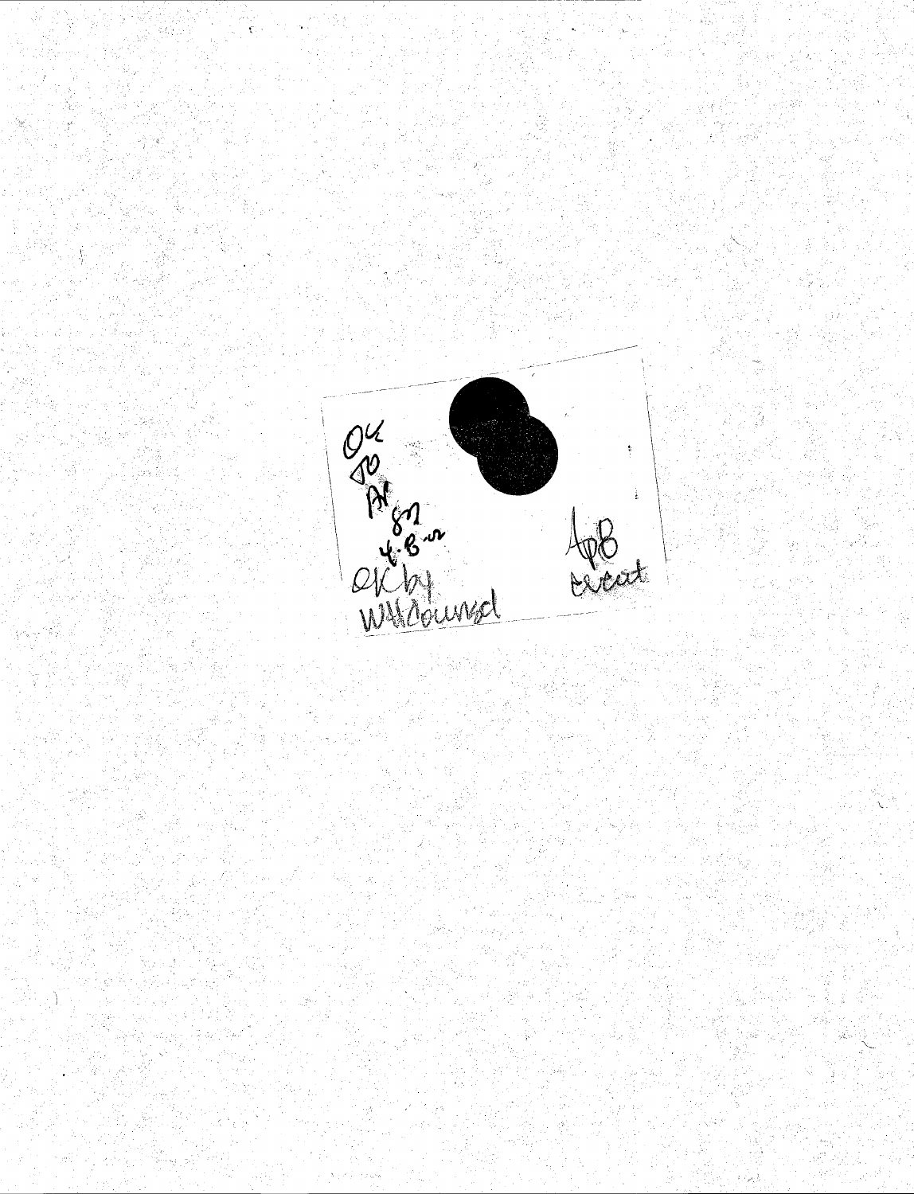OK
TO
AR
8/2
4-8-02
OK by
WH counsel

ApB
event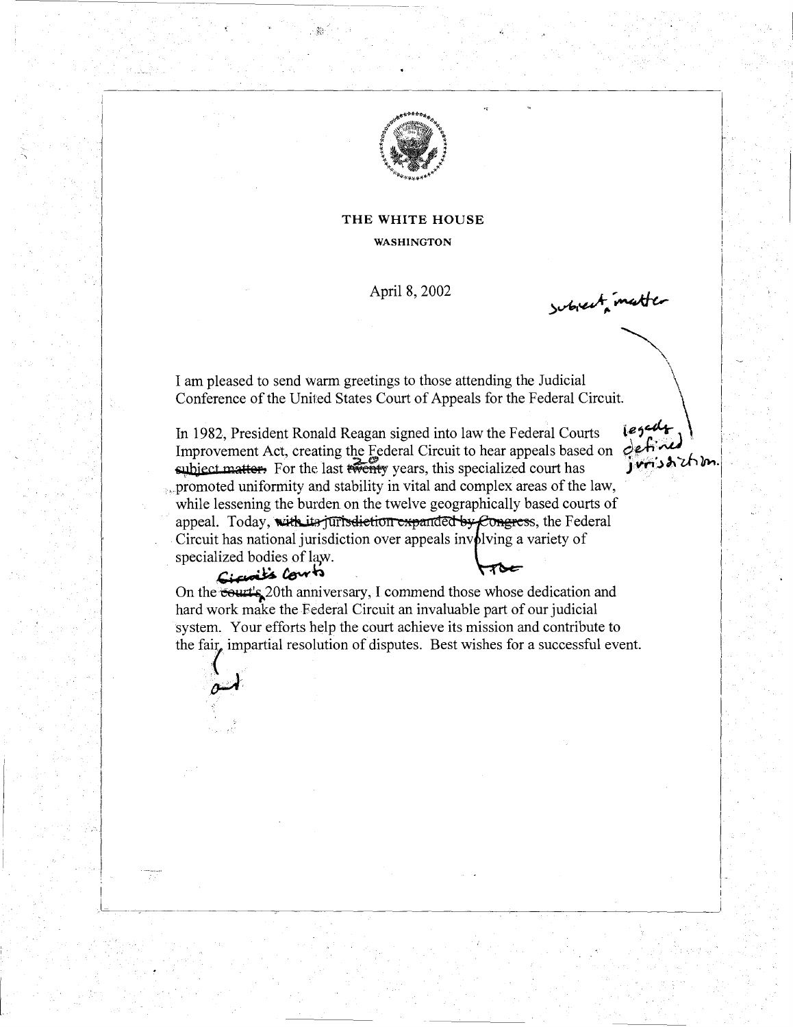THE WHITE HOUSE

WASHINGTON

April 8, 2002

subject matter

I am pleased to send warm greetings to those attending the Judicial Conference of the United States Court of Appeals for the Federal Circuit.

In 1982, President Ronald Reagan signed into law the Federal Courts Improvement Act, creating the Federal Circuit to hear appeals based on ~~subject matter.~~ legally defined jurisdiction. For the last ~~twenty~~ 20 years, this specialized court has promoted uniformity and stability in vital and complex areas of the law, while lessening the burden on the twelve geographically based courts of appeal. Today, ~~with its jurisdiction expanded by Congress~~, the Federal Circuit has national jurisdiction over appeals involving a variety of specialized bodies of law.

On the ~~court's~~ Circuit's Court 20th anniversary, I commend those whose dedication and hard work make the Federal Circuit an invaluable part of our judicial system. Your efforts help the court achieve its mission and contribute to the fair, and impartial resolution of disputes. Best wishes for a successful event.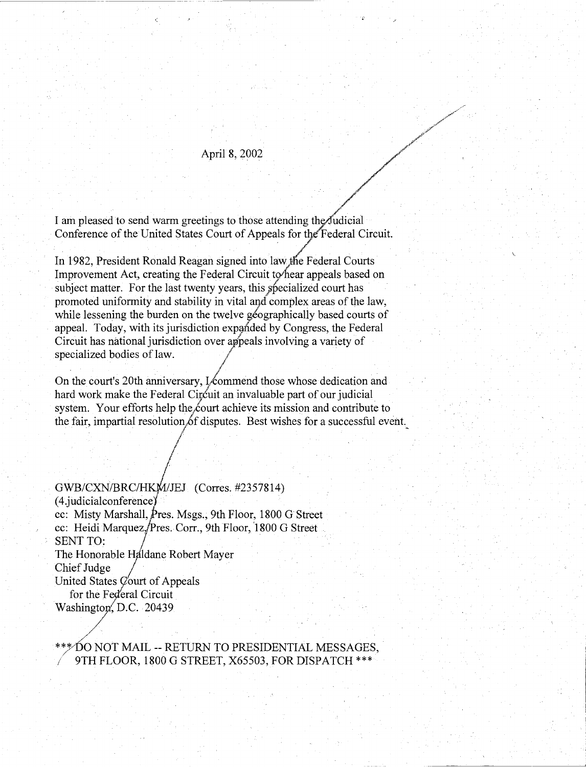April 8, 2002

I am pleased to send warm greetings to those attending the Judicial Conference of the United States Court of Appeals for the Federal Circuit.

In 1982, President Ronald Reagan signed into law the Federal Courts Improvement Act, creating the Federal Circuit to hear appeals based on subject matter. For the last twenty years, this specialized court has promoted uniformity and stability in vital and complex areas of the law, while lessening the burden on the twelve geographically based courts of appeal. Today, with its jurisdiction expanded by Congress, the Federal Circuit has national jurisdiction over appeals involving a variety of specialized bodies of law.

On the court's 20th anniversary, I commend those whose dedication and hard work make the Federal Circuit an invaluable part of our judicial system. Your efforts help the court achieve its mission and contribute to the fair, impartial resolution of disputes. Best wishes for a successful event.

GWB/CXN/BRC/HKM/JEJ (Corres. #2357814)
(4.judicialconference)
cc: Misty Marshall, Pres. Msgs., 9th Floor, 1800 G Street
cc: Heidi Marquez, Pres. Corr., 9th Floor, 1800 G Street
SENT TO:
The Honorable Haldane Robert Mayer
Chief Judge
United States Court of Appeals
for the Federal Circuit
Washington, D.C. 20439

*** DO NOT MAIL -- RETURN TO PRESIDENTIAL MESSAGES, 9TH FLOOR, 1800 G STREET, X65503, FOR DISPATCH ***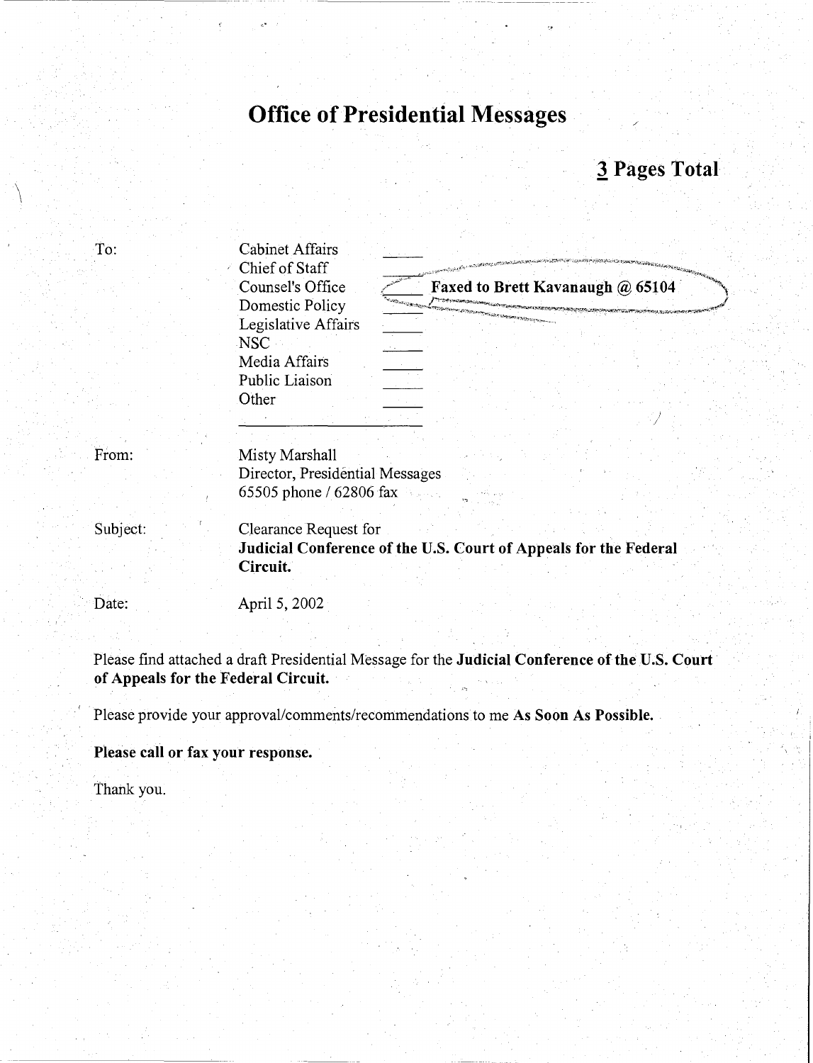# Office of Presidential Messages

## 3 Pages Total

To:

Cabinet Affairs ____
Chief of Staff ____
Counsel's Office ____ **Faxed to Brett Kavanaugh @ 65104**
Domestic Policy ____
Legislative Affairs ____
NSC ____
Media Affairs ____
Public Liaison ____
Other ____

From:

Misty Marshall
Director, Presidential Messages
65505 phone / 62806 fax

Subject:

Clearance Request for
**Judicial Conference of the U.S. Court of Appeals for the Federal Circuit.**

Date:

April 5, 2002

Please find attached a draft Presidential Message for the **Judicial Conference of the U.S. Court of Appeals for the Federal Circuit.**

Please provide your approval/comments/recommendations to me **As Soon As Possible.**

**Please call or fax your response.**

Thank you.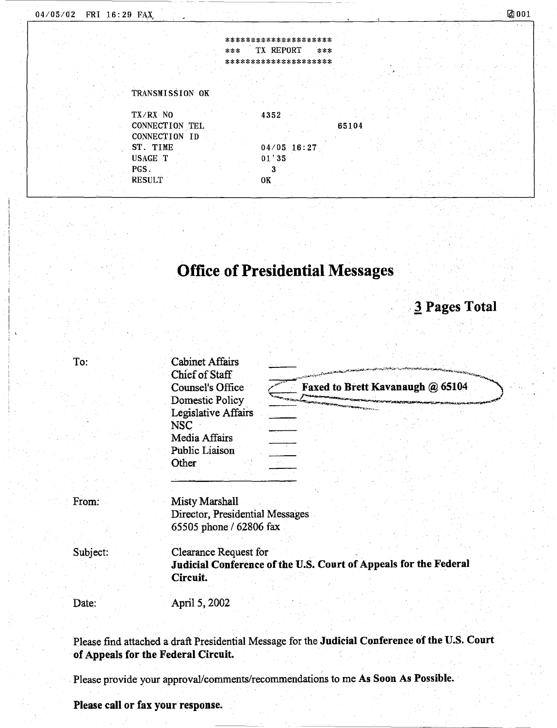04/05/02 FRI 16:29 FAX 001

********************
*** TX REPORT ***
********************

TRANSMISSION OK

| | | |
|---|---|---|
| TX/RX NO | 4352 | |
| CONNECTION TEL | | 65104 |
| CONNECTION ID | | |
| ST. TIME | 04/05 16:27 | |
| USAGE T | 01'35 | |
| PGS. | 3 | |
| RESULT | OK | |

# Office of Presidential Messages

## 3 Pages Total

**To:**

- Cabinet Affairs ____
- Chief of Staff ____
- Counsel's Office ____ **Faxed to Brett Kavanaugh @ 65104**
- Domestic Policy ____
- Legislative Affairs ____
- NSC ____
- Media Affairs ____
- Public Liaison ____
- Other ____

**From:** Misty Marshall
Director, Presidential Messages
65505 phone / 62806 fax

**Subject:** Clearance Request for
**Judicial Conference of the U.S. Court of Appeals for the Federal Circuit.**

**Date:** April 5, 2002

Please find attached a draft Presidential Message for the **Judicial Conference of the U.S. Court of Appeals for the Federal Circuit.**

Please provide your approval/comments/recommendations to me **As Soon As Possible.**

**Please call or fax your response.**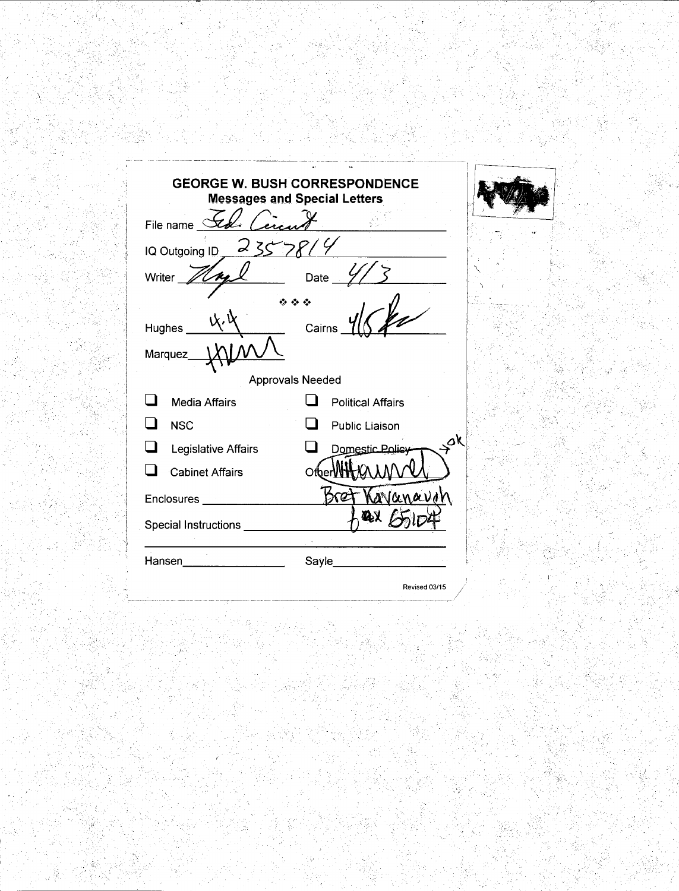# GEORGE W. BUSH CORRESPONDENCE

## Messages and Special Letters

File name: Fed. Circuit

IQ Outgoing ID: 2357814

Writer: [illegible]     Date: 4/3

❖ ❖ ❖

Hughes: 4.4     Cairns: 4/5 [initials]

Marquez: [initials]

Approvals Needed

- [ ] Media Affairs
- [ ] Political Affairs
- [ ] NSC
- [ ] Public Liaison
- [ ] Legislative Affairs
- [ ] ~~Domestic Policy~~ → ok
- [ ] Cabinet Affairs

Other: WH Counsel

Enclosures: Bret Kavanaugh

Special Instructions: fax 65104

Hansen: ______     Sayle: ______

Revised 03/15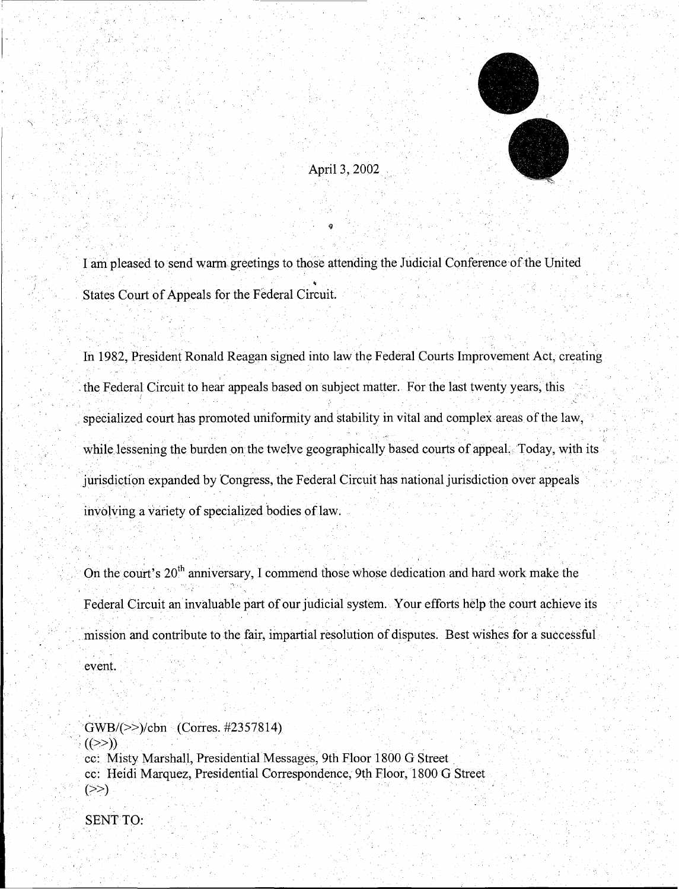April 3, 2002

I am pleased to send warm greetings to those attending the Judicial Conference of the United States Court of Appeals for the Federal Circuit.

In 1982, President Ronald Reagan signed into law the Federal Courts Improvement Act, creating the Federal Circuit to hear appeals based on subject matter. For the last twenty years, this specialized court has promoted uniformity and stability in vital and complex areas of the law, while lessening the burden on the twelve geographically based courts of appeal. Today, with its jurisdiction expanded by Congress, the Federal Circuit has national jurisdiction over appeals involving a variety of specialized bodies of law.

On the court's 20th anniversary, I commend those whose dedication and hard work make the Federal Circuit an invaluable part of our judicial system. Your efforts help the court achieve its mission and contribute to the fair, impartial resolution of disputes. Best wishes for a successful event.

GWB/(>>)/cbn (Corres. #2357814)
((>>))
cc: Misty Marshall, Presidential Messages, 9th Floor 1800 G Street
cc: Heidi Marquez, Presidential Correspondence, 9th Floor, 1800 G Street
(>>)

SENT TO: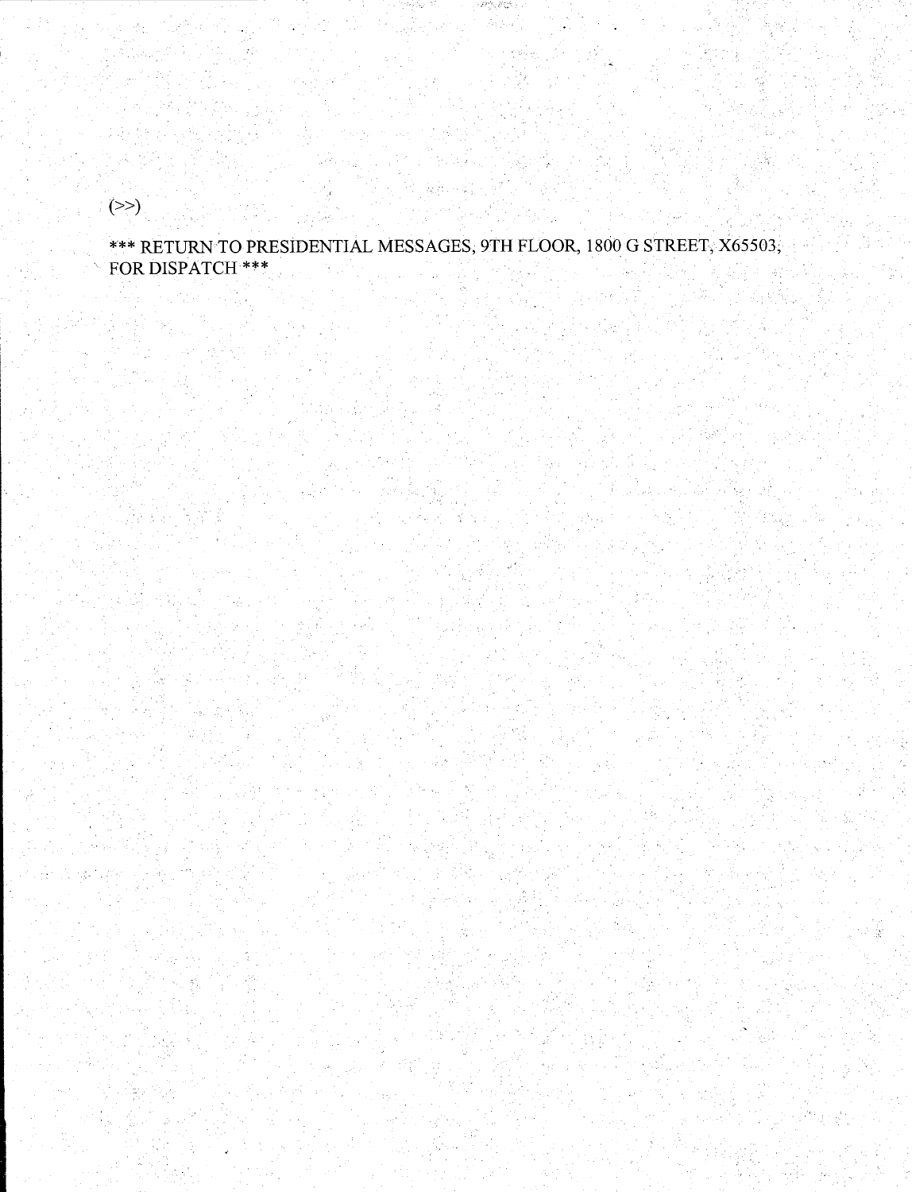(>>)

*** RETURN TO PRESIDENTIAL MESSAGES, 9TH FLOOR, 1800 G STREET, X65503, FOR DISPATCH ***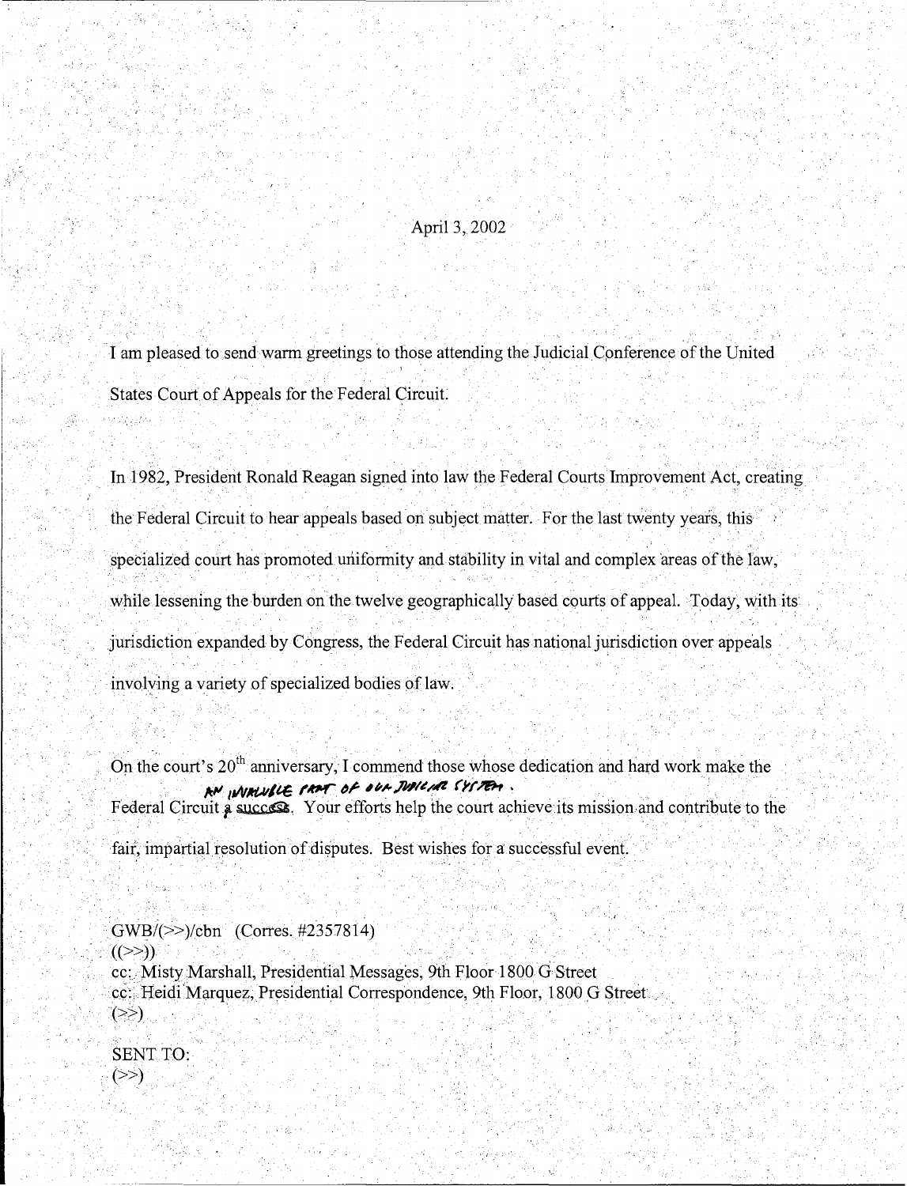April 3, 2002

I am pleased to send warm greetings to those attending the Judicial Conference of the United States Court of Appeals for the Federal Circuit.

In 1982, President Ronald Reagan signed into law the Federal Courts Improvement Act, creating the Federal Circuit to hear appeals based on subject matter. For the last twenty years, this specialized court has promoted uniformity and stability in vital and complex areas of the law, while lessening the burden on the twelve geographically based courts of appeal. Today, with its jurisdiction expanded by Congress, the Federal Circuit has national jurisdiction over appeals involving a variety of specialized bodies of law.

On the court's 20th anniversary, I commend those whose dedication and hard work make the Federal Circuit ~~a success~~ AN INVALUABLE PART OF OUR JUDICIAL SYSTEM. Your efforts help the court achieve its mission and contribute to the fair, impartial resolution of disputes. Best wishes for a successful event.

GWB/(>>)/cbn (Corres. #2357814)
((>>))
cc: Misty Marshall, Presidential Messages, 9th Floor 1800 G Street
cc: Heidi Marquez, Presidential Correspondence, 9th Floor, 1800 G Street
(>>)

SENT TO:
(>>)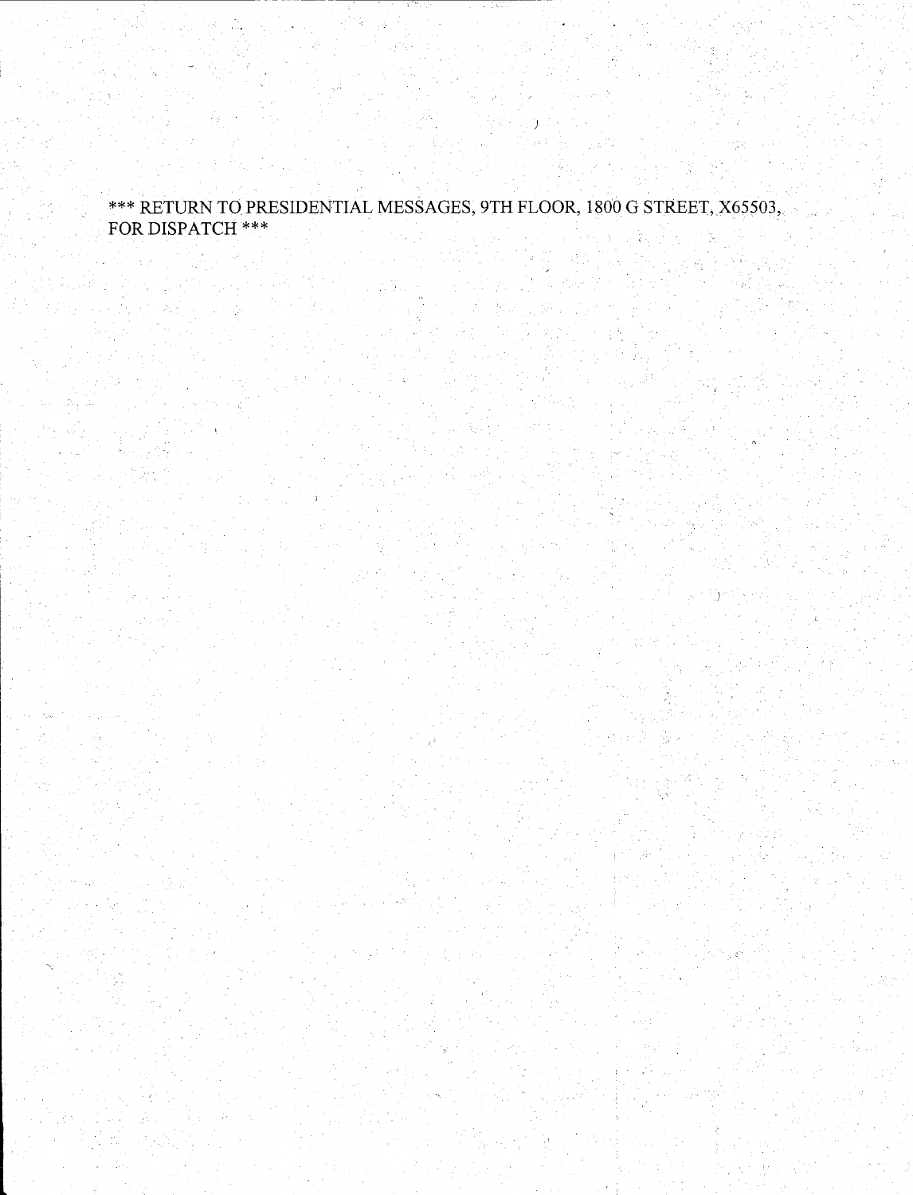*** RETURN TO PRESIDENTIAL MESSAGES, 9TH FLOOR, 1800 G STREET, X65503, FOR DISPATCH ***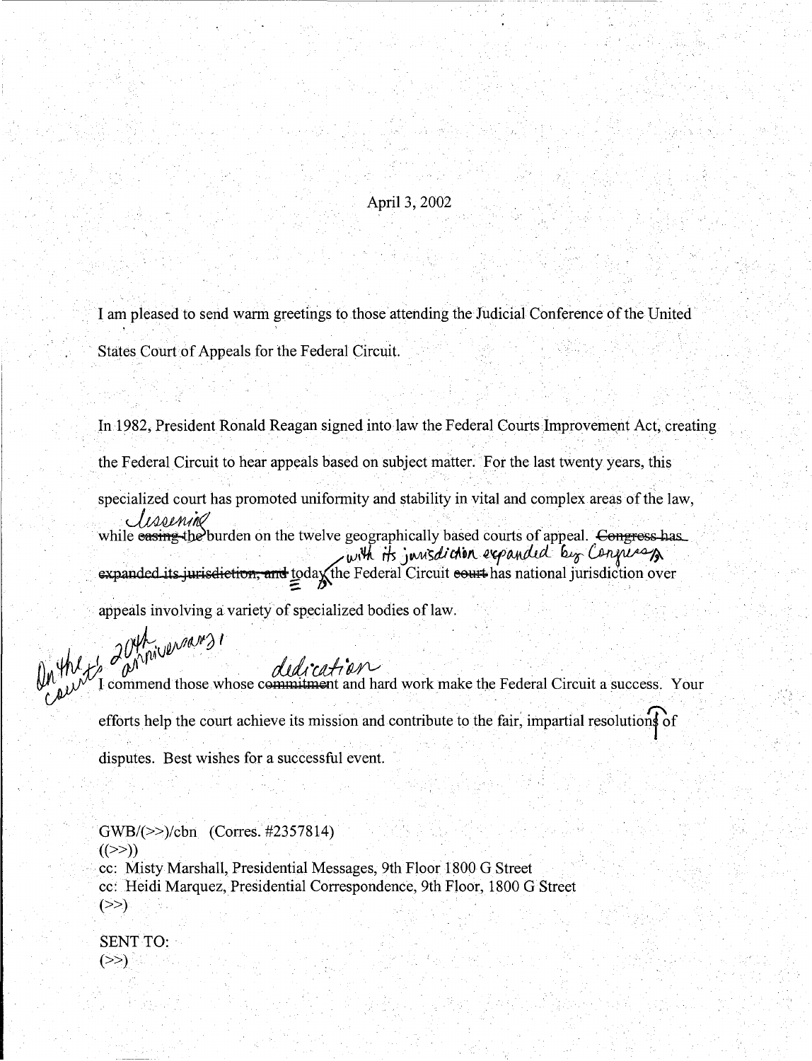April 3, 2002

I am pleased to send warm greetings to those attending the Judicial Conference of the United States Court of Appeals for the Federal Circuit.

In 1982, President Ronald Reagan signed into law the Federal Courts Improvement Act, creating the Federal Circuit to hear appeals based on subject matter. For the last twenty years, this specialized court has promoted uniformity and stability in vital and complex areas of the law, while ~~easing the~~ *lessening* burden on the twelve geographically based courts of appeal. ~~Congress has expanded its jurisdiction, and~~ *With its jurisdiction expanded by Congress,* today the Federal Circuit ~~court~~ has national jurisdiction over appeals involving a variety of specialized bodies of law.

*On the court's 20th anniversary,* I commend those whose ~~commitment~~ *dedication* and hard work make the Federal Circuit a success. Your efforts help the court achieve its mission and contribute to the fair, impartial resolutions of disputes. Best wishes for a successful event.

GWB/(>>)/cbn (Corres. #2357814)
((>>))
cc: Misty Marshall, Presidential Messages, 9th Floor 1800 G Street
cc: Heidi Marquez, Presidential Correspondence, 9th Floor, 1800 G Street
(>>)

SENT TO:
(>>)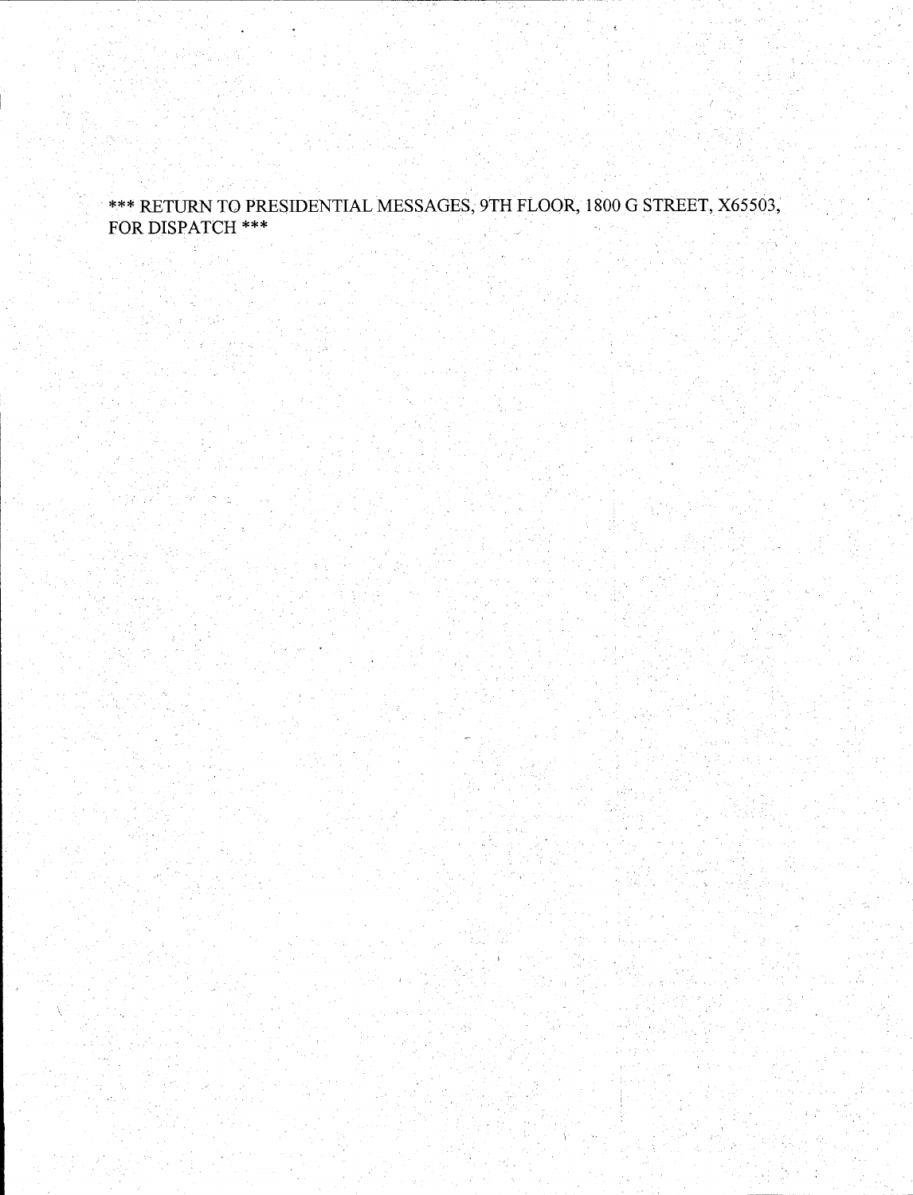*** RETURN TO PRESIDENTIAL MESSAGES, 9TH FLOOR, 1800 G STREET, X65503, FOR DISPATCH ***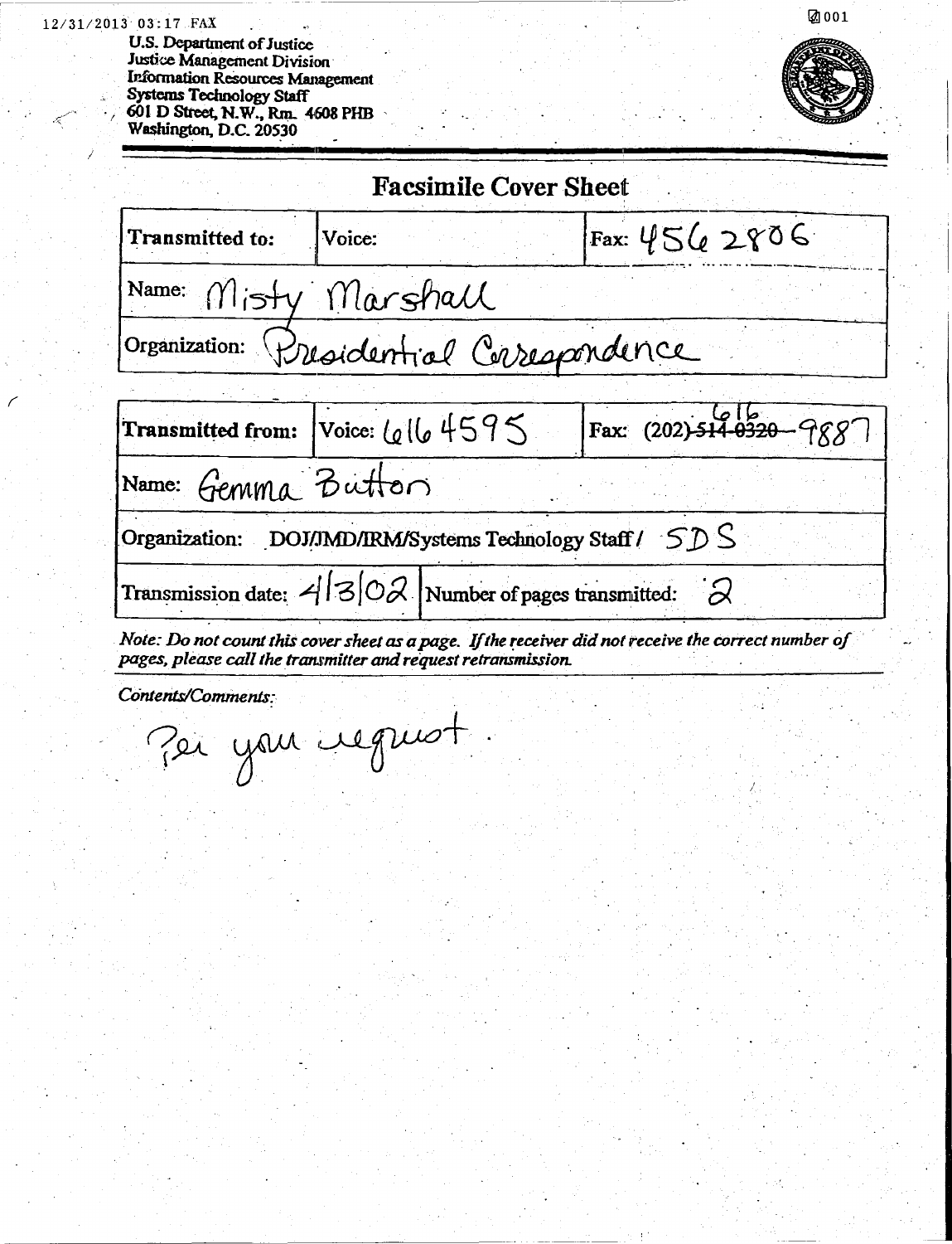12/31/2013 03:17 FAX 001

U.S. Department of Justice
Justice Management Division
Information Resources Management
Systems Technology Staff
601 D Street, N.W., Rm. 4608 PHB
Washington, D.C. 20530

## Facsimile Cover Sheet

| Transmitted to: | Voice: | Fax: 456 2806 |
|---|---|---|
| Name: Misty Marshall | | |
| Organization: Presidential Correspondence | | |

| Transmitted from: | Voice: 616 4595 | Fax: (202) ~~514-0320~~ 616-9887 |
|---|---|---|
| Name: Gemma Button | | |
| Organization: DOJ/JMD/IRM/Systems Technology Staff / SDS | | |
| Transmission date: 4/3/02 | Number of pages transmitted: 2 | |

*Note: Do not count this cover sheet as a page. If the receiver did not receive the correct number of pages, please call the transmitter and request retransmission.*

*Contents/Comments:*

Per your request.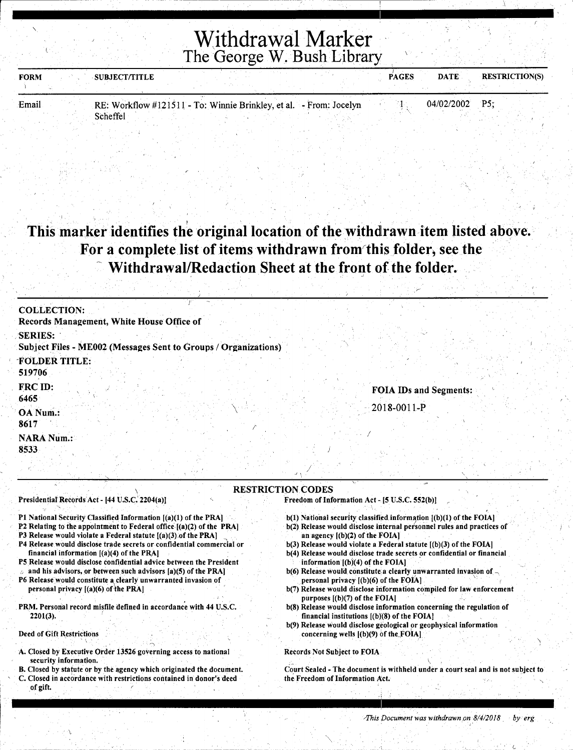# Withdrawal Marker
## The George W. Bush Library

| FORM | SUBJECT/TITLE | PAGES | DATE | RESTRICTION(S) |
|---|---|---|---|---|
| Email | RE: Workflow #121511 - To: Winnie Brinkley, et al. - From: Jocelyn Scheffel | 1 | 04/02/2002 | P5; |

**This marker identifies the original location of the withdrawn item listed above. For a complete list of items withdrawn from this folder, see the Withdrawal/Redaction Sheet at the front of the folder.**

**COLLECTION:**
Records Management, White House Office of

**SERIES:**
Subject Files - ME002 (Messages Sent to Groups / Organizations)

**FOLDER TITLE:**
519706

**FRC ID:**
6465

**OA Num.:**
8617

**NARA Num.:**
8533

**FOIA IDs and Segments:**

2018-0011-P

### RESTRICTION CODES

**Presidential Records Act - [44 U.S.C. 2204(a)]**

- P1 National Security Classified Information [(a)(1) of the PRA]
- P2 Relating to the appointment to Federal office [(a)(2) of the PRA]
- P3 Release would violate a Federal statute [(a)(3) of the PRA]
- P4 Release would disclose trade secrets or confidential commercial or financial information [(a)(4) of the PRA]
- P5 Release would disclose confidential advice between the President and his advisors, or between such advisors [a)(5) of the PRA]
- P6 Release would constitute a clearly unwarranted invasion of personal privacy [(a)(6) of the PRA]

PRM. Personal record misfile defined in accordance with 44 U.S.C. 2201(3).

**Deed of Gift Restrictions**

- A. Closed by Executive Order 13526 governing access to national security information.
- B. Closed by statute or by the agency which originated the document.
- C. Closed in accordance with restrictions contained in donor's deed of gift.

**Freedom of Information Act - [5 U.S.C. 552(b)]**

- b(1) National security classified information [(b)(1) of the FOIA]
- b(2) Release would disclose internal personnel rules and practices of an agency [(b)(2) of the FOIA]
- b(3) Release would violate a Federal statute [(b)(3) of the FOIA]
- b(4) Release would disclose trade secrets or confidential or financial information [(b)(4) of the FOIA]
- b(6) Release would constitute a clearly unwarranted invasion of personal privacy [(b)(6) of the FOIA]
- b(7) Release would disclose information compiled for law enforcement purposes [(b)(7) of the FOIA]
- b(8) Release would disclose information concerning the regulation of financial institutions [(b)(8) of the FOIA]
- b(9) Release would disclose geological or geophysical information concerning wells [(b)(9) of the FOIA]

**Records Not Subject to FOIA**

Court Sealed - The document is withheld under a court seal and is not subject to the Freedom of Information Act.

*This Document was withdrawn on 8/4/2018 by erg*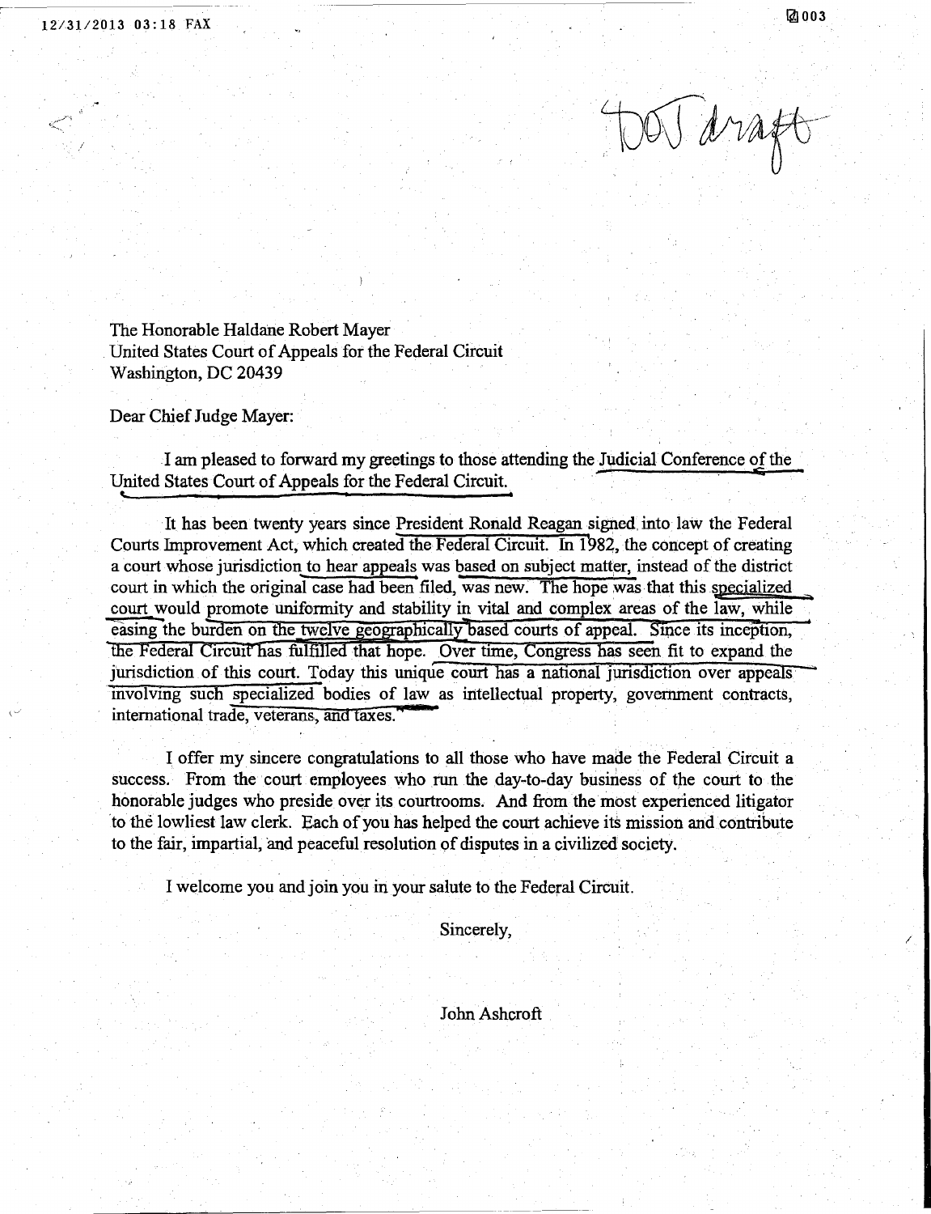DOJ draft

The Honorable Haldane Robert Mayer
United States Court of Appeals for the Federal Circuit
Washington, DC 20439

Dear Chief Judge Mayer:

I am pleased to forward my greetings to those attending the Judicial Conference of the United States Court of Appeals for the Federal Circuit.

It has been twenty years since President Ronald Reagan signed into law the Federal Courts Improvement Act, which created the Federal Circuit. In 1982, the concept of creating a court whose jurisdiction to hear appeals was based on subject matter, instead of the district court in which the original case had been filed, was new. The hope was that this specialized court would promote uniformity and stability in vital and complex areas of the law, while easing the burden on the twelve geographically based courts of appeal. Since its inception, the Federal Circuit has fulfilled that hope. Over time, Congress has seen fit to expand the jurisdiction of this court. Today this unique court has a national jurisdiction over appeals involving such specialized bodies of law as intellectual property, government contracts, international trade, veterans, and taxes.

I offer my sincere congratulations to all those who have made the Federal Circuit a success. From the court employees who run the day-to-day business of the court to the honorable judges who preside over its courtrooms. And from the most experienced litigator to the lowliest law clerk. Each of you has helped the court achieve its mission and contribute to the fair, impartial, and peaceful resolution of disputes in a civilized society.

I welcome you and join you in your salute to the Federal Circuit.

Sincerely,

John Ashcroft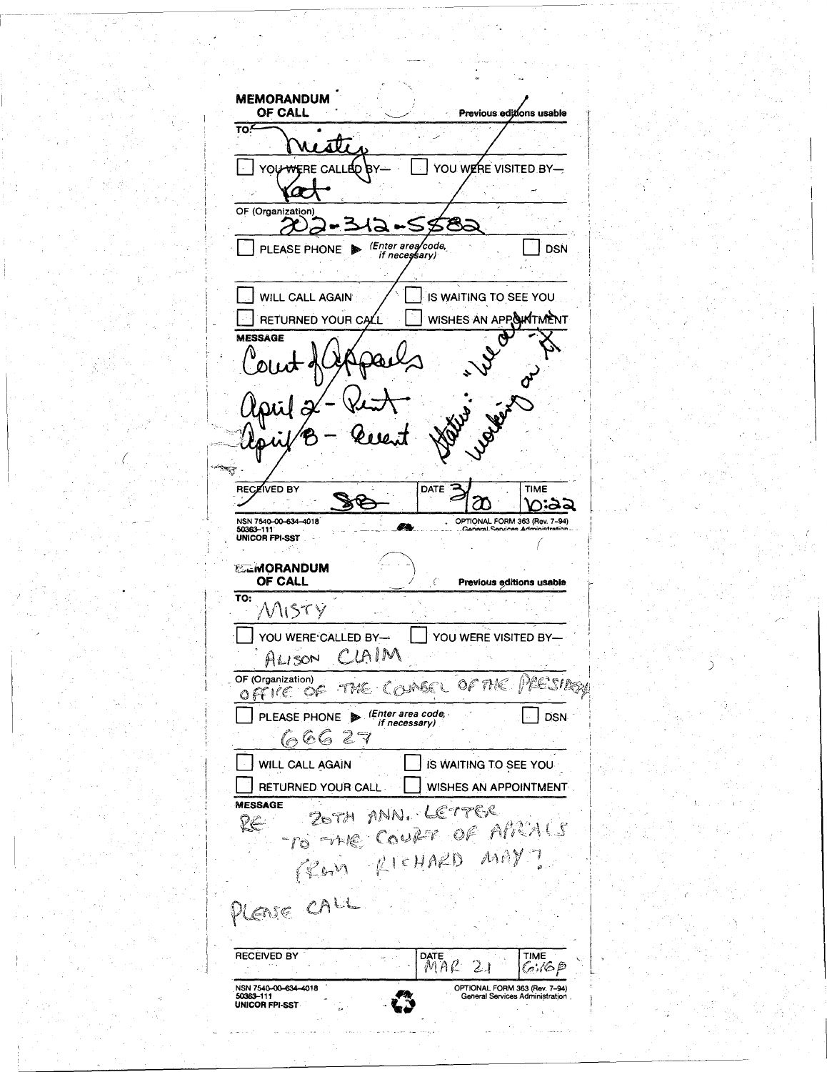**MEMORANDUM OF CALL** — Previous editions usable

TO: Misty

☐ YOU WERE CALLED BY— ☐ YOU WERE VISITED BY—

Pat

OF (Organization)
202-312-5582

☐ PLEASE PHONE ▶ (Enter area code, if necessary) ☐ DSN

☐ WILL CALL AGAIN ☐ IS WAITING TO SEE YOU

☐ RETURNED YOUR CALL ☐ WISHES AN APPOINTMENT

MESSAGE

Court of Appeals

April 2 - Print

April 8 - Event

Status: "We are working on it"

RECEIVED BY: SB | DATE: 3/20 | TIME: 10:22

NSN 7540-00-634-4018
50363-111
UNICOR FPI-SST

OPTIONAL FORM 363 (Rev. 7-94)
General Services Administration

---

**MEMORANDUM OF CALL** — Previous editions usable

TO: MISTY

☐ YOU WERE CALLED BY— ☐ YOU WERE VISITED BY—

ALISON CLAIM

OF (Organization)
OFFICE OF THE COUNSEL OF THE PRESIDENT

☐ PLEASE PHONE ▶ (Enter area code, if necessary) ☐ DSN

66627

☐ WILL CALL AGAIN ☐ IS WAITING TO SEE YOU

☐ RETURNED YOUR CALL ☐ WISHES AN APPOINTMENT

MESSAGE

RE 20TH ANN. LETTER TO THE COURT OF APPEALS FROM RICHARD MAY?

PLEASE CALL

RECEIVED BY: | DATE: MAR 21 | TIME: 6:16P

NSN 7540-00-634-4018
50363-111
UNICOR FPI-SST

OPTIONAL FORM 363 (Rev. 7-94)
General Services Administration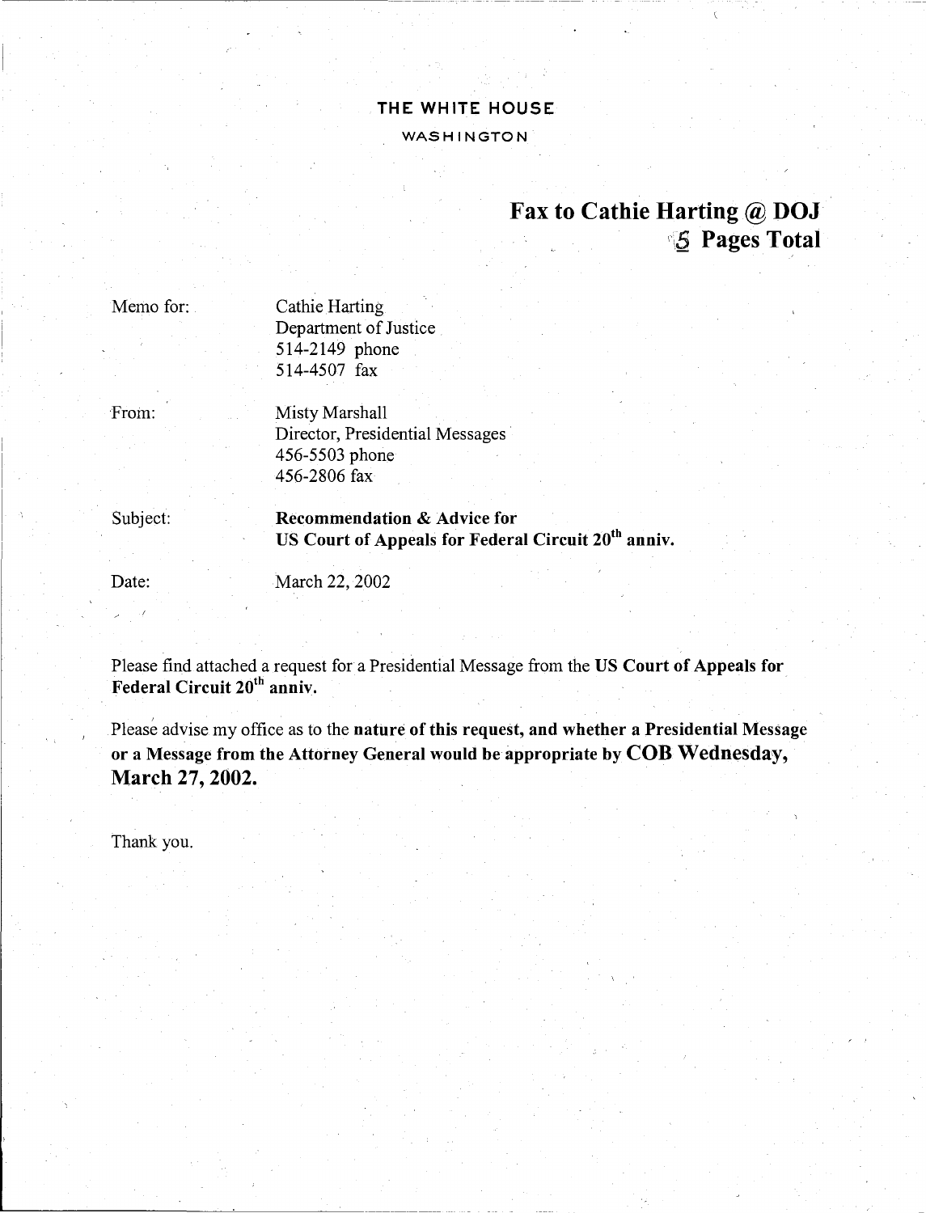**THE WHITE HOUSE**

WASHINGTON

**Fax to Cathie Harting @ DOJ**
**5 Pages Total**

Memo for: Cathie Harting
Department of Justice
514-2149 phone
514-4507 fax

From: Misty Marshall
Director, Presidential Messages
456-5503 phone
456-2806 fax

Subject: **Recommendation & Advice for**
**US Court of Appeals for Federal Circuit 20th anniv.**

Date: March 22, 2002

Please find attached a request for a Presidential Message from the **US Court of Appeals for Federal Circuit 20th anniv.**

Please advise my office as to the **nature of this request, and whether a Presidential Message or a Message from the Attorney General would be appropriate by COB Wednesday, March 27, 2002.**

Thank you.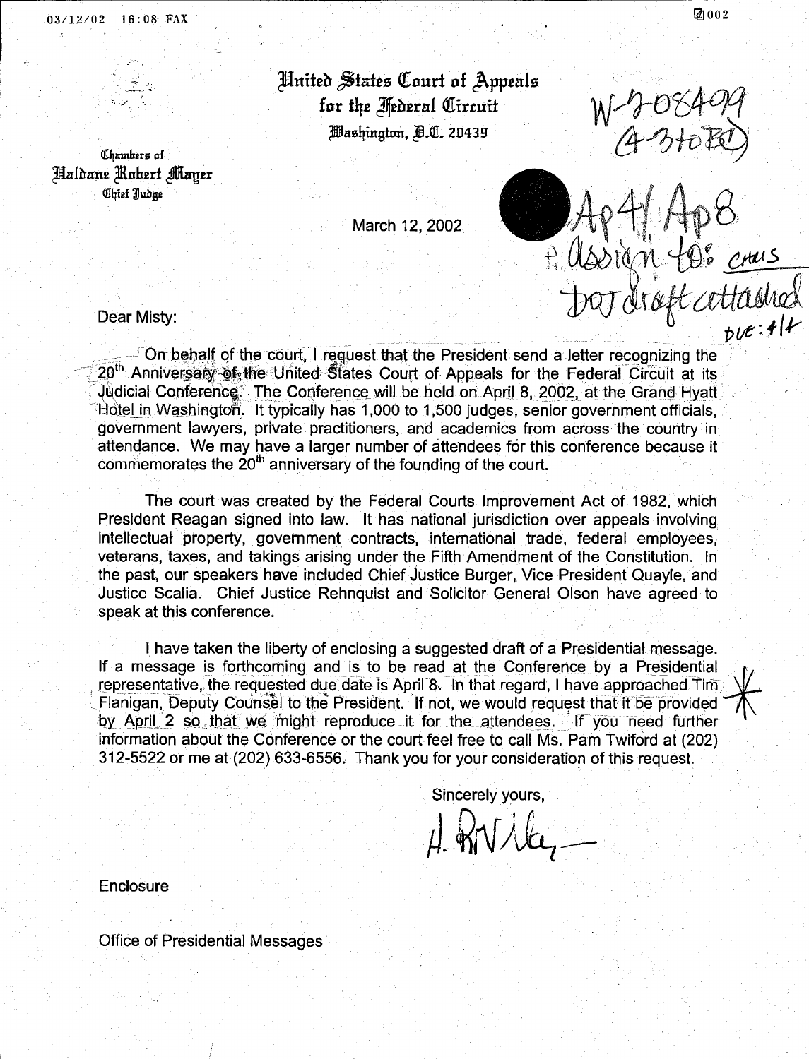United States Court of Appeals
for the Federal Circuit
Washington, D.C. 20439

Chambers of
Haldane Robert Mayer
Chief Judge

W-2-08499
(4-3 to BD)

March 12, 2002

Ap4/Ap8
P. assign to: CHAS
DOJ draft attached
DUE: 4/1

Dear Misty:

On behalf of the court, I request that the President send a letter recognizing the 20th Anniversary of the United States Court of Appeals for the Federal Circuit at its Judicial Conference. The Conference will be held on April 8, 2002, at the Grand Hyatt Hotel in Washington. It typically has 1,000 to 1,500 judges, senior government officials, government lawyers, private practitioners, and academics from across the country in attendance. We may have a larger number of attendees for this conference because it commemorates the 20th anniversary of the founding of the court.

The court was created by the Federal Courts Improvement Act of 1982, which President Reagan signed into law. It has national jurisdiction over appeals involving intellectual property, government contracts, international trade, federal employees, veterans, taxes, and takings arising under the Fifth Amendment of the Constitution. In the past, our speakers have included Chief Justice Burger, Vice President Quayle, and Justice Scalia. Chief Justice Rehnquist and Solicitor General Olson have agreed to speak at this conference.

I have taken the liberty of enclosing a suggested draft of a Presidential message. If a message is forthcoming and is to be read at the Conference by a Presidential representative, the requested due date is April 8. In that regard, I have approached Tim Flanigan, Deputy Counsel to the President. If not, we would request that it be provided by April 2 so that we might reproduce it for the attendees. If you need further information about the Conference or the court feel free to call Ms. Pam Twiford at (202) 312-5522 or me at (202) 633-6556. Thank you for your consideration of this request.

Sincerely yours,

H. R. Mayer

Enclosure

Office of Presidential Messages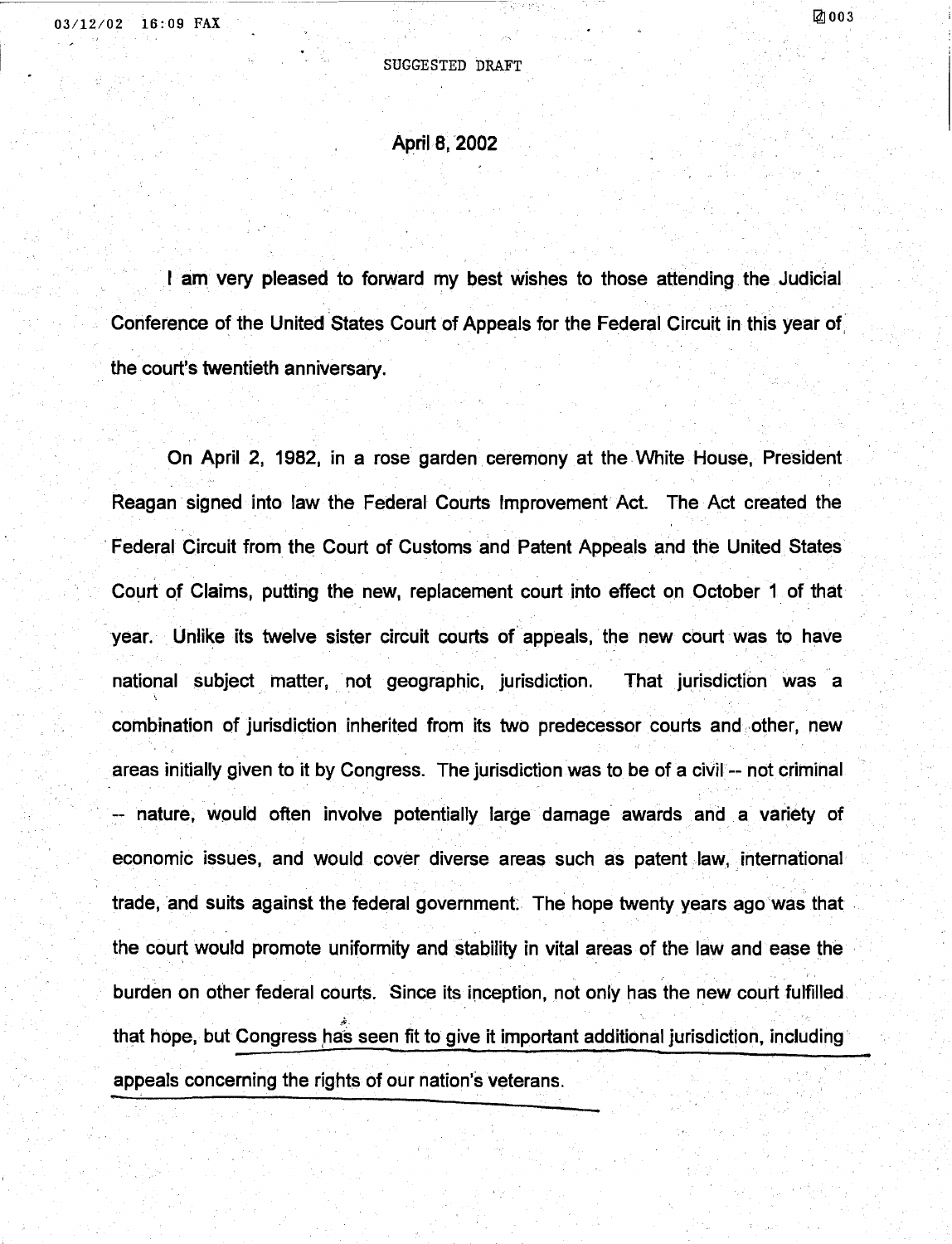SUGGESTED DRAFT

April 8, 2002

I am very pleased to forward my best wishes to those attending the Judicial Conference of the United States Court of Appeals for the Federal Circuit in this year of the court's twentieth anniversary.

On April 2, 1982, in a rose garden ceremony at the White House, President Reagan signed into law the Federal Courts Improvement Act. The Act created the Federal Circuit from the Court of Customs and Patent Appeals and the United States Court of Claims, putting the new, replacement court into effect on October 1 of that year. Unlike its twelve sister circuit courts of appeals, the new court was to have national subject matter, not geographic, jurisdiction. That jurisdiction was a combination of jurisdiction inherited from its two predecessor courts and other, new areas initially given to it by Congress. The jurisdiction was to be of a civil -- not criminal -- nature, would often involve potentially large damage awards and a variety of economic issues, and would cover diverse areas such as patent law, international trade, and suits against the federal government. The hope twenty years ago was that the court would promote uniformity and stability in vital areas of the law and ease the burden on other federal courts. Since its inception, not only has the new court fulfilled that hope, but Congress has seen fit to give it important additional jurisdiction, including appeals concerning the rights of our nation's veterans.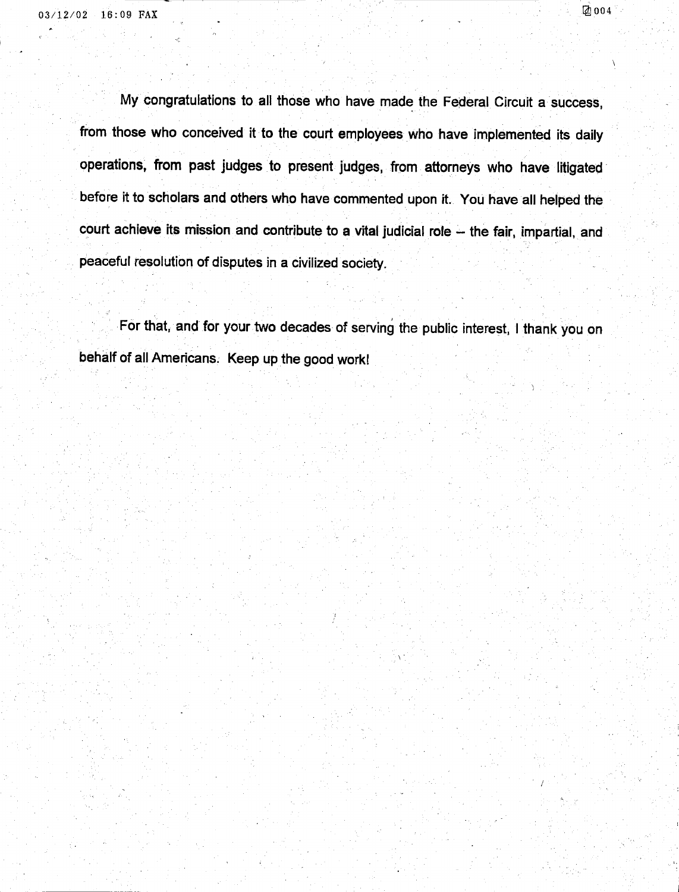My congratulations to all those who have made the Federal Circuit a success, from those who conceived it to the court employees who have implemented its daily operations, from past judges to present judges, from attorneys who have litigated before it to scholars and others who have commented upon it. You have all helped the court achieve its mission and contribute to a vital judicial role – the fair, impartial, and peaceful resolution of disputes in a civilized society.

For that, and for your two decades of serving the public interest, I thank you on behalf of all Americans. Keep up the good work!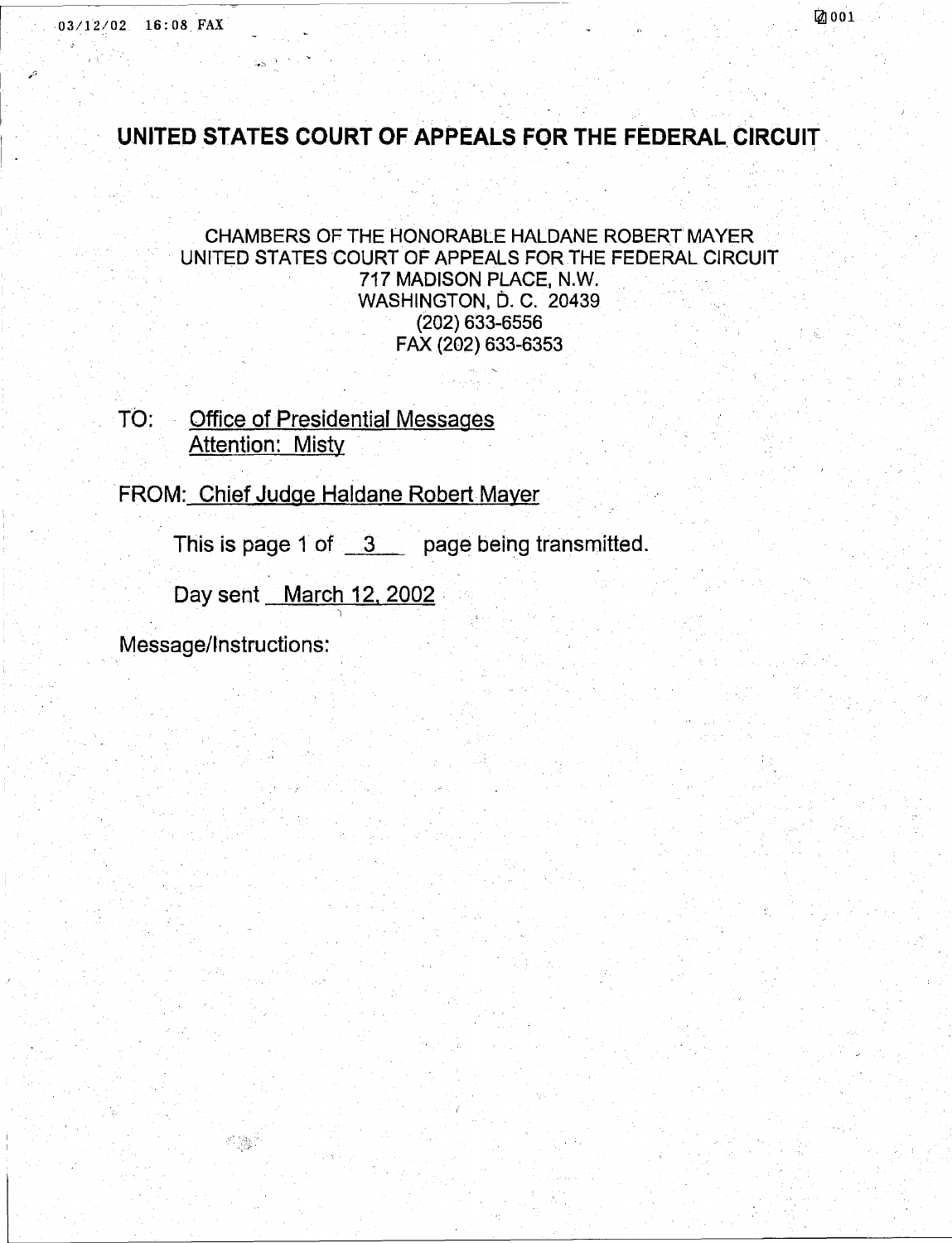# UNITED STATES COURT OF APPEALS FOR THE FEDERAL CIRCUIT

CHAMBERS OF THE HONORABLE HALDANE ROBERT MAYER
UNITED STATES COURT OF APPEALS FOR THE FEDERAL CIRCUIT
717 MADISON PLACE, N.W.
WASHINGTON, D. C. 20439
(202) 633-6556
FAX (202) 633-6353

TO: Office of Presidential Messages
Attention: Misty

FROM: Chief Judge Haldane Robert Mayer

This is page 1 of 3 page being transmitted.

Day sent March 12, 2002

Message/Instructions: